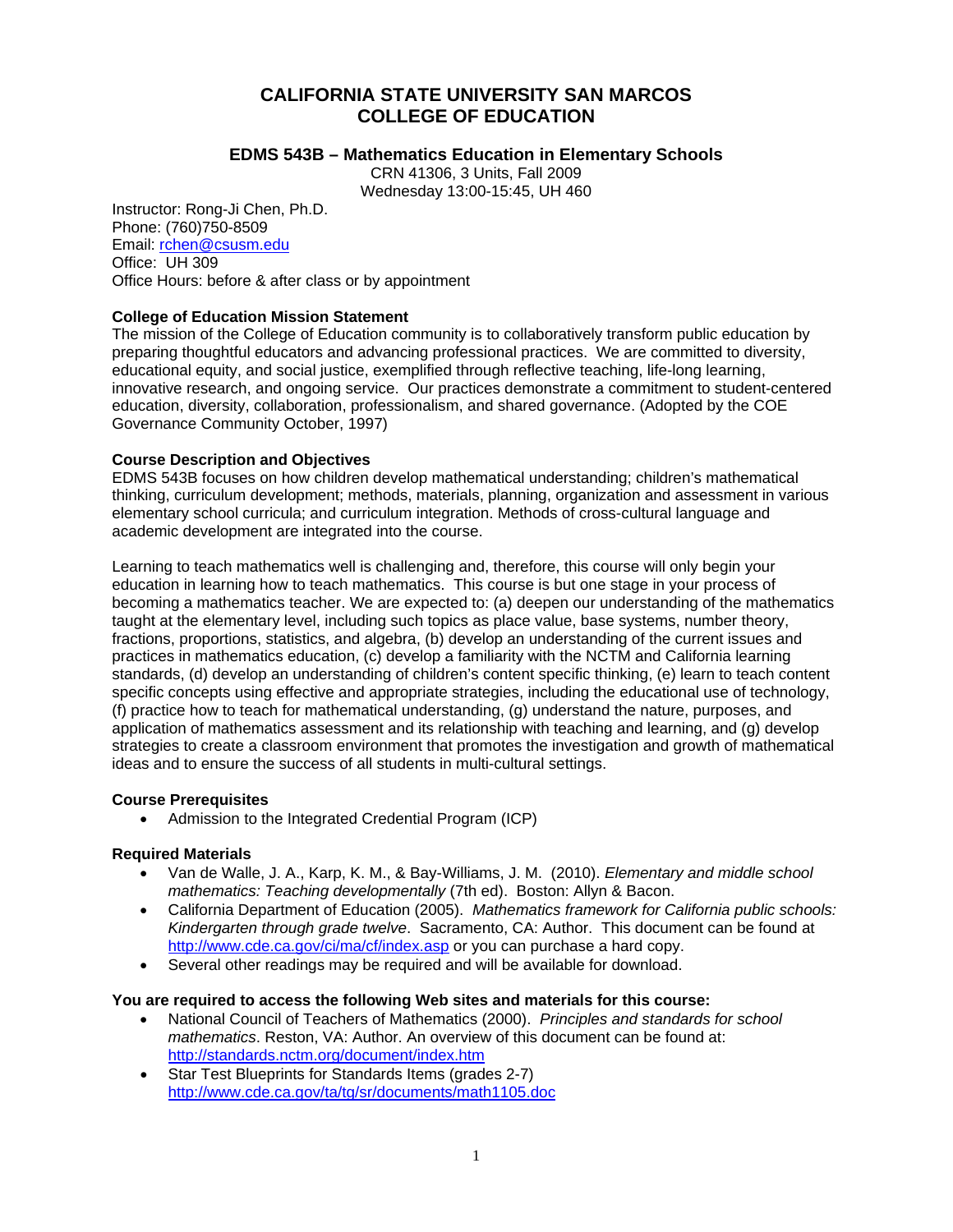# CALIFORNIA STATE UNIVERSITY SAN MARCOS
# COLLEGE OF EDUCATION

## EDMS 543B – Mathematics Education in Elementary Schools

CRN 41306, 3 Units, Fall 2009
Wednesday 13:00-15:45, UH 460

Instructor: Rong-Ji Chen, Ph.D.
Phone: (760)750-8509
Email: rchen@csusm.edu
Office: UH 309
Office Hours: before & after class or by appointment

**College of Education Mission Statement**

The mission of the College of Education community is to collaboratively transform public education by preparing thoughtful educators and advancing professional practices. We are committed to diversity, educational equity, and social justice, exemplified through reflective teaching, life-long learning, innovative research, and ongoing service. Our practices demonstrate a commitment to student-centered education, diversity, collaboration, professionalism, and shared governance. (Adopted by the COE Governance Community October, 1997)

**Course Description and Objectives**

EDMS 543B focuses on how children develop mathematical understanding; children's mathematical thinking, curriculum development; methods, materials, planning, organization and assessment in various elementary school curricula; and curriculum integration. Methods of cross-cultural language and academic development are integrated into the course.

Learning to teach mathematics well is challenging and, therefore, this course will only begin your education in learning how to teach mathematics. This course is but one stage in your process of becoming a mathematics teacher. We are expected to: (a) deepen our understanding of the mathematics taught at the elementary level, including such topics as place value, base systems, number theory, fractions, proportions, statistics, and algebra, (b) develop an understanding of the current issues and practices in mathematics education, (c) develop a familiarity with the NCTM and California learning standards, (d) develop an understanding of children's content specific thinking, (e) learn to teach content specific concepts using effective and appropriate strategies, including the educational use of technology, (f) practice how to teach for mathematical understanding, (g) understand the nature, purposes, and application of mathematics assessment and its relationship with teaching and learning, and (g) develop strategies to create a classroom environment that promotes the investigation and growth of mathematical ideas and to ensure the success of all students in multi-cultural settings.

**Course Prerequisites**

- Admission to the Integrated Credential Program (ICP)

**Required Materials**

- Van de Walle, J. A., Karp, K. M., & Bay-Williams, J. M. (2010). *Elementary and middle school mathematics: Teaching developmentally* (7th ed). Boston: Allyn & Bacon.
- California Department of Education (2005). *Mathematics framework for California public schools: Kindergarten through grade twelve*. Sacramento, CA: Author. This document can be found at http://www.cde.ca.gov/ci/ma/cf/index.asp or you can purchase a hard copy.
- Several other readings may be required and will be available for download.

**You are required to access the following Web sites and materials for this course:**

- National Council of Teachers of Mathematics (2000). *Principles and standards for school mathematics*. Reston, VA: Author. An overview of this document can be found at: http://standards.nctm.org/document/index.htm
- Star Test Blueprints for Standards Items (grades 2-7) http://www.cde.ca.gov/ta/tg/sr/documents/math1105.doc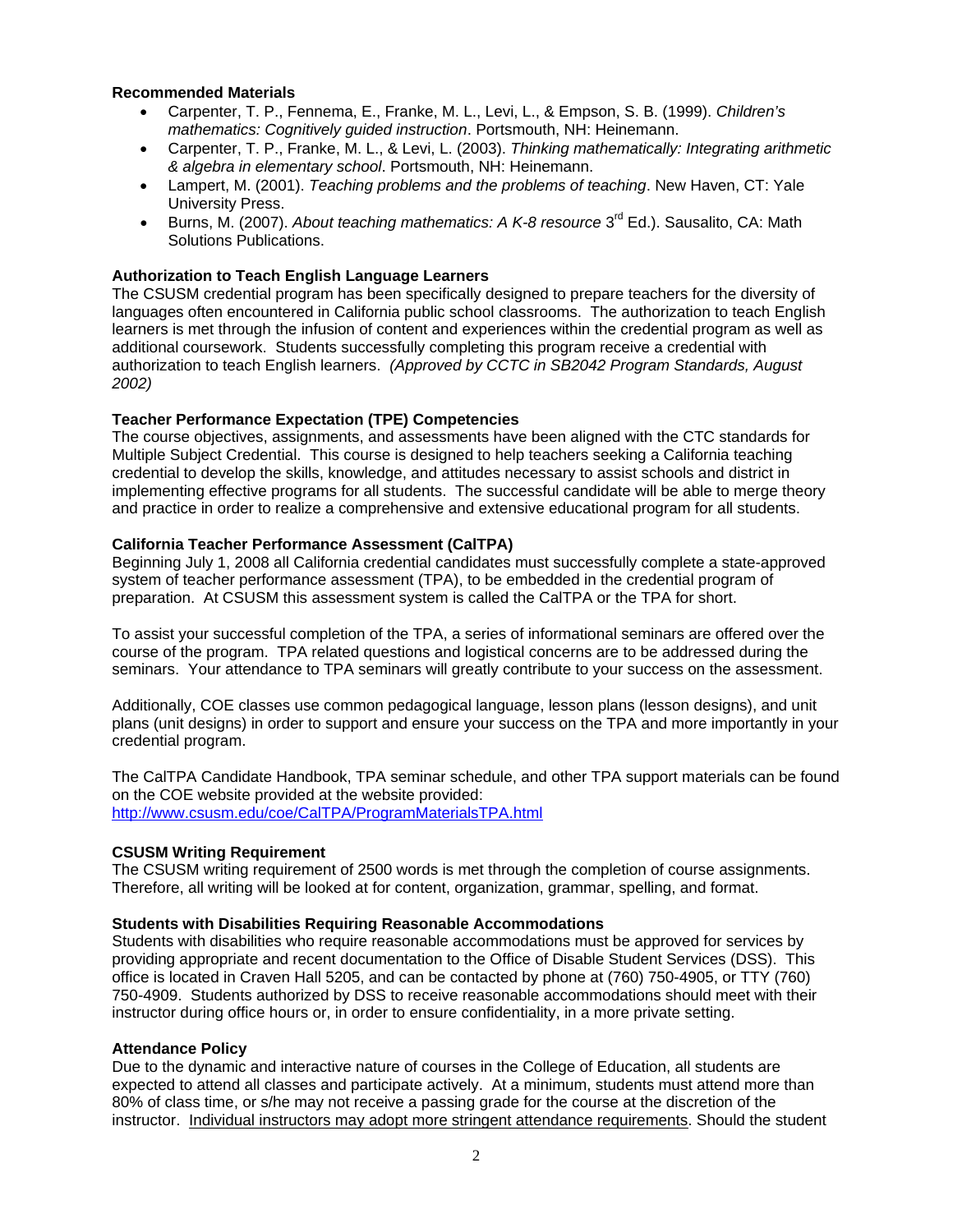**Recommended Materials**

- Carpenter, T. P., Fennema, E., Franke, M. L., Levi, L., & Empson, S. B. (1999). *Children's mathematics: Cognitively guided instruction*. Portsmouth, NH: Heinemann.
- Carpenter, T. P., Franke, M. L., & Levi, L. (2003). *Thinking mathematically: Integrating arithmetic & algebra in elementary school*. Portsmouth, NH: Heinemann.
- Lampert, M. (2001). *Teaching problems and the problems of teaching*. New Haven, CT: Yale University Press.
- Burns, M. (2007). *About teaching mathematics: A K-8 resource* 3rd Ed.). Sausalito, CA: Math Solutions Publications.

**Authorization to Teach English Language Learners**

The CSUSM credential program has been specifically designed to prepare teachers for the diversity of languages often encountered in California public school classrooms. The authorization to teach English learners is met through the infusion of content and experiences within the credential program as well as additional coursework. Students successfully completing this program receive a credential with authorization to teach English learners. *(Approved by CCTC in SB2042 Program Standards, August 2002)*

**Teacher Performance Expectation (TPE) Competencies**

The course objectives, assignments, and assessments have been aligned with the CTC standards for Multiple Subject Credential. This course is designed to help teachers seeking a California teaching credential to develop the skills, knowledge, and attitudes necessary to assist schools and district in implementing effective programs for all students. The successful candidate will be able to merge theory and practice in order to realize a comprehensive and extensive educational program for all students.

**California Teacher Performance Assessment (CalTPA)**

Beginning July 1, 2008 all California credential candidates must successfully complete a state-approved system of teacher performance assessment (TPA), to be embedded in the credential program of preparation. At CSUSM this assessment system is called the CalTPA or the TPA for short.

To assist your successful completion of the TPA, a series of informational seminars are offered over the course of the program. TPA related questions and logistical concerns are to be addressed during the seminars. Your attendance to TPA seminars will greatly contribute to your success on the assessment.

Additionally, COE classes use common pedagogical language, lesson plans (lesson designs), and unit plans (unit designs) in order to support and ensure your success on the TPA and more importantly in your credential program.

The CalTPA Candidate Handbook, TPA seminar schedule, and other TPA support materials can be found on the COE website provided at the website provided:
http://www.csusm.edu/coe/CalTPA/ProgramMaterialsTPA.html

**CSUSM Writing Requirement**

The CSUSM writing requirement of 2500 words is met through the completion of course assignments. Therefore, all writing will be looked at for content, organization, grammar, spelling, and format.

**Students with Disabilities Requiring Reasonable Accommodations**

Students with disabilities who require reasonable accommodations must be approved for services by providing appropriate and recent documentation to the Office of Disable Student Services (DSS). This office is located in Craven Hall 5205, and can be contacted by phone at (760) 750-4905, or TTY (760) 750-4909. Students authorized by DSS to receive reasonable accommodations should meet with their instructor during office hours or, in order to ensure confidentiality, in a more private setting.

**Attendance Policy**

Due to the dynamic and interactive nature of courses in the College of Education, all students are expected to attend all classes and participate actively. At a minimum, students must attend more than 80% of class time, or s/he may not receive a passing grade for the course at the discretion of the instructor. Individual instructors may adopt more stringent attendance requirements. Should the student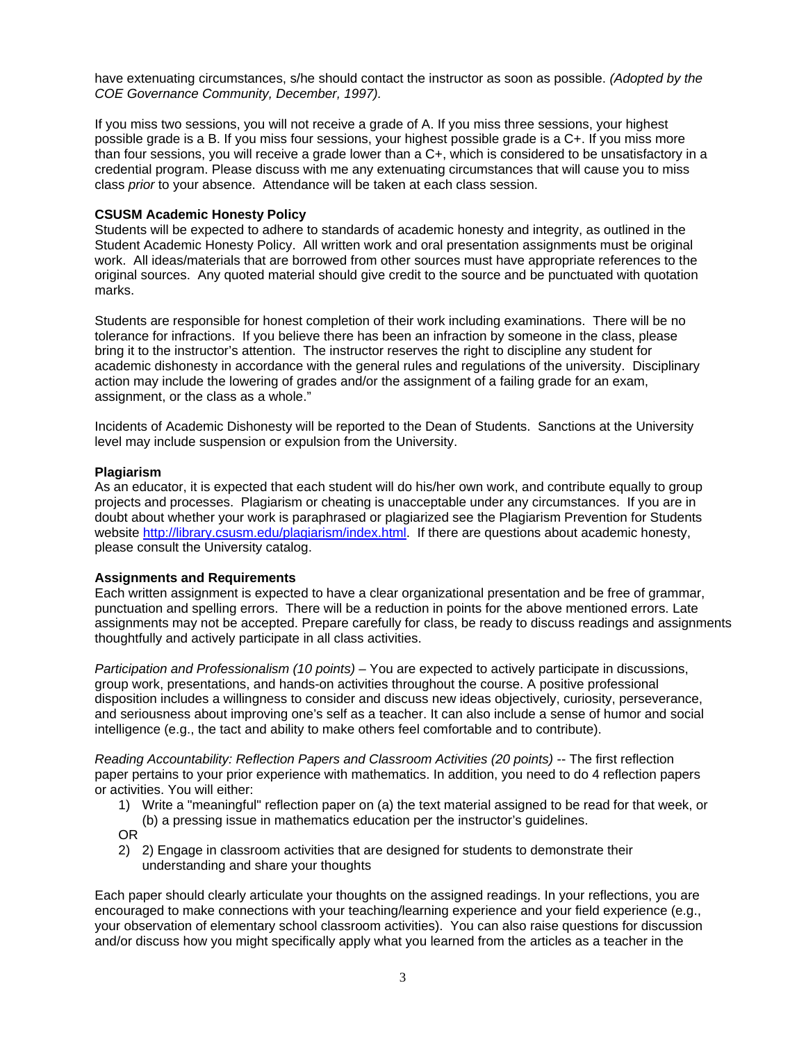have extenuating circumstances, s/he should contact the instructor as soon as possible. *(Adopted by the COE Governance Community, December, 1997).*

If you miss two sessions, you will not receive a grade of A. If you miss three sessions, your highest possible grade is a B. If you miss four sessions, your highest possible grade is a C+. If you miss more than four sessions, you will receive a grade lower than a C+, which is considered to be unsatisfactory in a credential program. Please discuss with me any extenuating circumstances that will cause you to miss class *prior* to your absence. Attendance will be taken at each class session.

**CSUSM Academic Honesty Policy**

Students will be expected to adhere to standards of academic honesty and integrity, as outlined in the Student Academic Honesty Policy. All written work and oral presentation assignments must be original work. All ideas/materials that are borrowed from other sources must have appropriate references to the original sources. Any quoted material should give credit to the source and be punctuated with quotation marks.

Students are responsible for honest completion of their work including examinations. There will be no tolerance for infractions. If you believe there has been an infraction by someone in the class, please bring it to the instructor's attention. The instructor reserves the right to discipline any student for academic dishonesty in accordance with the general rules and regulations of the university. Disciplinary action may include the lowering of grades and/or the assignment of a failing grade for an exam, assignment, or the class as a whole."

Incidents of Academic Dishonesty will be reported to the Dean of Students. Sanctions at the University level may include suspension or expulsion from the University.

**Plagiarism**

As an educator, it is expected that each student will do his/her own work, and contribute equally to group projects and processes. Plagiarism or cheating is unacceptable under any circumstances. If you are in doubt about whether your work is paraphrased or plagiarized see the Plagiarism Prevention for Students website [http://library.csusm.edu/plagiarism/index.html](http://library.csusm.edu/plagiarism/index.html). If there are questions about academic honesty, please consult the University catalog.

**Assignments and Requirements**

Each written assignment is expected to have a clear organizational presentation and be free of grammar, punctuation and spelling errors. There will be a reduction in points for the above mentioned errors. Late assignments may not be accepted. Prepare carefully for class, be ready to discuss readings and assignments thoughtfully and actively participate in all class activities.

*Participation and Professionalism (10 points)* – You are expected to actively participate in discussions, group work, presentations, and hands-on activities throughout the course. A positive professional disposition includes a willingness to consider and discuss new ideas objectively, curiosity, perseverance, and seriousness about improving one's self as a teacher. It can also include a sense of humor and social intelligence (e.g., the tact and ability to make others feel comfortable and to contribute).

*Reading Accountability: Reflection Papers and Classroom Activities (20 points)* -- The first reflection paper pertains to your prior experience with mathematics. In addition, you need to do 4 reflection papers or activities. You will either:

1) Write a "meaningful" reflection paper on (a) the text material assigned to be read for that week, or (b) a pressing issue in mathematics education per the instructor's guidelines.

OR

2) 2) Engage in classroom activities that are designed for students to demonstrate their understanding and share your thoughts

Each paper should clearly articulate your thoughts on the assigned readings. In your reflections, you are encouraged to make connections with your teaching/learning experience and your field experience (e.g., your observation of elementary school classroom activities). You can also raise questions for discussion and/or discuss how you might specifically apply what you learned from the articles as a teacher in the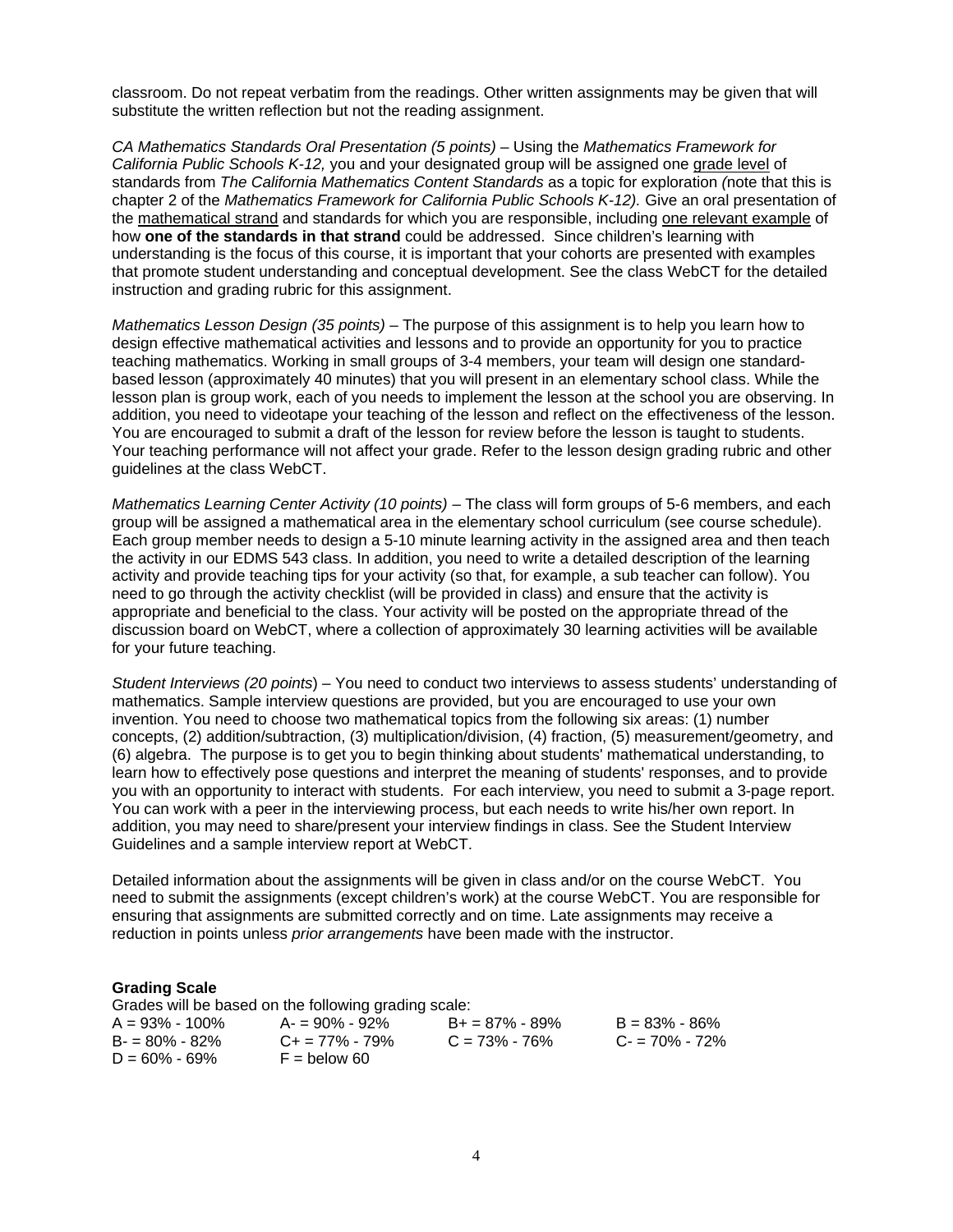classroom. Do not repeat verbatim from the readings. Other written assignments may be given that will substitute the written reflection but not the reading assignment.

*CA Mathematics Standards Oral Presentation (5 points)* – Using the *Mathematics Framework for California Public Schools K-12,* you and your designated group will be assigned one <u>grade level</u> of standards from *The California Mathematics Content Standards* as a topic for exploration *(*note that this is chapter 2 of the *Mathematics Framework for California Public Schools K-12).* Give an oral presentation of the <u>mathematical strand</u> and standards for which you are responsible, including <u>one relevant example</u> of how **one of the standards in that strand** could be addressed. Since children's learning with understanding is the focus of this course, it is important that your cohorts are presented with examples that promote student understanding and conceptual development. See the class WebCT for the detailed instruction and grading rubric for this assignment.

*Mathematics Lesson Design (35 points)* – The purpose of this assignment is to help you learn how to design effective mathematical activities and lessons and to provide an opportunity for you to practice teaching mathematics. Working in small groups of 3-4 members, your team will design one standard-based lesson (approximately 40 minutes) that you will present in an elementary school class. While the lesson plan is group work, each of you needs to implement the lesson at the school you are observing. In addition, you need to videotape your teaching of the lesson and reflect on the effectiveness of the lesson. You are encouraged to submit a draft of the lesson for review before the lesson is taught to students. Your teaching performance will not affect your grade. Refer to the lesson design grading rubric and other guidelines at the class WebCT.

*Mathematics Learning Center Activity (10 points)* – The class will form groups of 5-6 members, and each group will be assigned a mathematical area in the elementary school curriculum (see course schedule). Each group member needs to design a 5-10 minute learning activity in the assigned area and then teach the activity in our EDMS 543 class. In addition, you need to write a detailed description of the learning activity and provide teaching tips for your activity (so that, for example, a sub teacher can follow). You need to go through the activity checklist (will be provided in class) and ensure that the activity is appropriate and beneficial to the class. Your activity will be posted on the appropriate thread of the discussion board on WebCT, where a collection of approximately 30 learning activities will be available for your future teaching.

*Student Interviews (20 points*) – You need to conduct two interviews to assess students' understanding of mathematics. Sample interview questions are provided, but you are encouraged to use your own invention. You need to choose two mathematical topics from the following six areas: (1) number concepts, (2) addition/subtraction, (3) multiplication/division, (4) fraction, (5) measurement/geometry, and (6) algebra. The purpose is to get you to begin thinking about students' mathematical understanding, to learn how to effectively pose questions and interpret the meaning of students' responses, and to provide you with an opportunity to interact with students. For each interview, you need to submit a 3-page report. You can work with a peer in the interviewing process, but each needs to write his/her own report. In addition, you may need to share/present your interview findings in class. See the Student Interview Guidelines and a sample interview report at WebCT.

Detailed information about the assignments will be given in class and/or on the course WebCT. You need to submit the assignments (except children's work) at the course WebCT. You are responsible for ensuring that assignments are submitted correctly and on time. Late assignments may receive a reduction in points unless *prior arrangements* have been made with the instructor.

**Grading Scale**

Grades will be based on the following grading scale:

| | | | |
|---|---|---|---|
| A = 93% - 100% | A- = 90% - 92% | B+ = 87% - 89% | B = 83% - 86% |
| B- = 80% - 82% | C+ = 77% - 79% | C = 73% - 76% | C- = 70% - 72% |
| D = 60% - 69% | F = below 60 | | |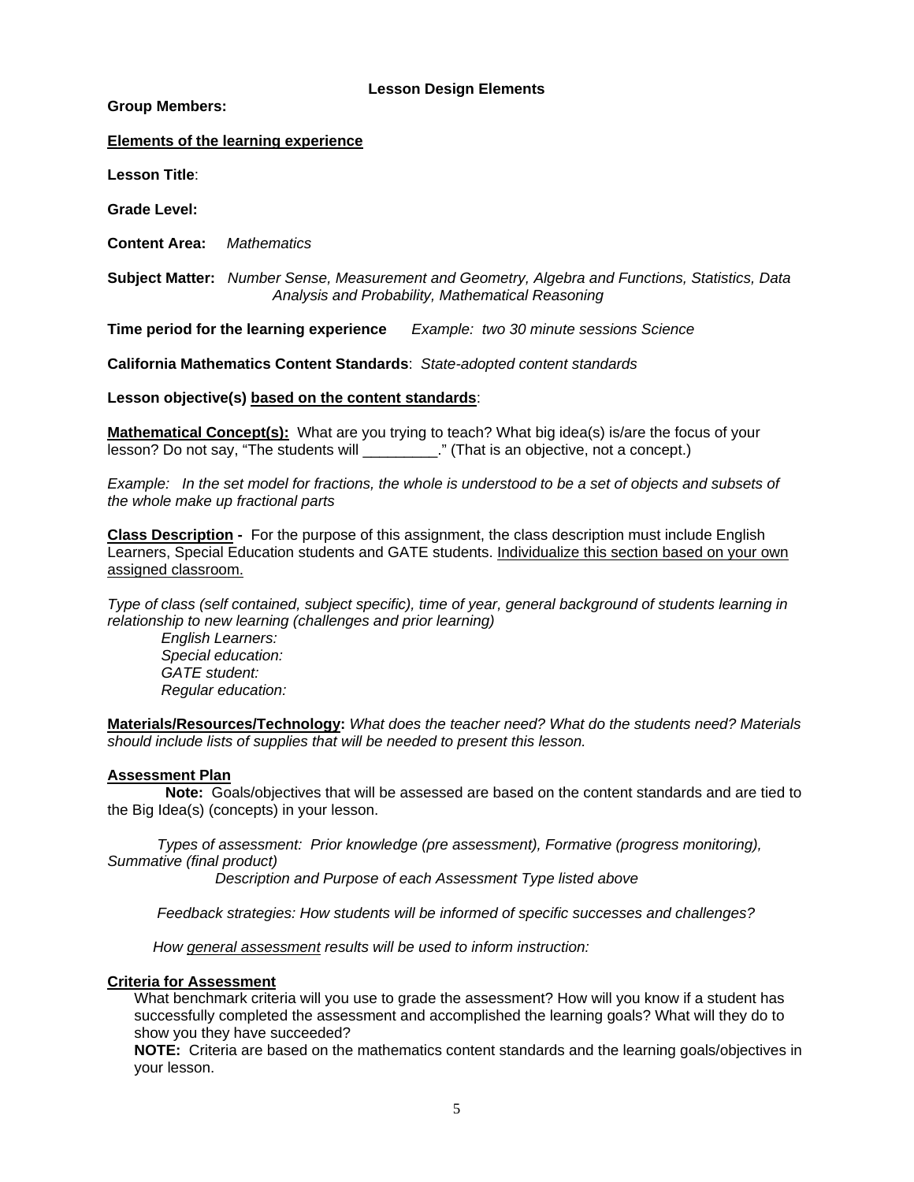## Lesson Design Elements

**Group Members:**

**<u>Elements of the learning experience</u>**

**Lesson Title**:

**Grade Level:**

**Content Area:** *Mathematics*

**Subject Matter:** *Number Sense, Measurement and Geometry, Algebra and Functions, Statistics, Data Analysis and Probability, Mathematical Reasoning*

**Time period for the learning experience** *Example: two 30 minute sessions Science*

**California Mathematics Content Standards**: *State-adopted content standards*

**Lesson objective(s) <u>based on the content standards</u>**:

**<u>Mathematical Concept(s):</u>** What are you trying to teach? What big idea(s) is/are the focus of your lesson? Do not say, "The students will _________." (That is an objective, not a concept.)

*Example: In the set model for fractions, the whole is understood to be a set of objects and subsets of the whole make up fractional parts*

**<u>Class Description</u> -** For the purpose of this assignment, the class description must include English Learners, Special Education students and GATE students. <u>Individualize this section based on your own assigned classroom.</u>

*Type of class (self contained, subject specific), time of year, general background of students learning in relationship to new learning (challenges and prior learning)*

*English Learners:*
*Special education:*
*GATE student:*
*Regular education:*

**<u>Materials/Resources/Technology</u>:** *What does the teacher need? What do the students need? Materials should include lists of supplies that will be needed to present this lesson.*

**<u>Assessment Plan</u>**

**Note:** Goals/objectives that will be assessed are based on the content standards and are tied to the Big Idea(s) (concepts) in your lesson.

*Types of assessment: Prior knowledge (pre assessment), Formative (progress monitoring), Summative (final product)*

*Description and Purpose of each Assessment Type listed above*

*Feedback strategies: How students will be informed of specific successes and challenges?*

*How <u>general assessment</u> results will be used to inform instruction:*

**<u>Criteria for Assessment</u>**

What benchmark criteria will you use to grade the assessment? How will you know if a student has successfully completed the assessment and accomplished the learning goals? What will they do to show you they have succeeded?

**NOTE:** Criteria are based on the mathematics content standards and the learning goals/objectives in your lesson.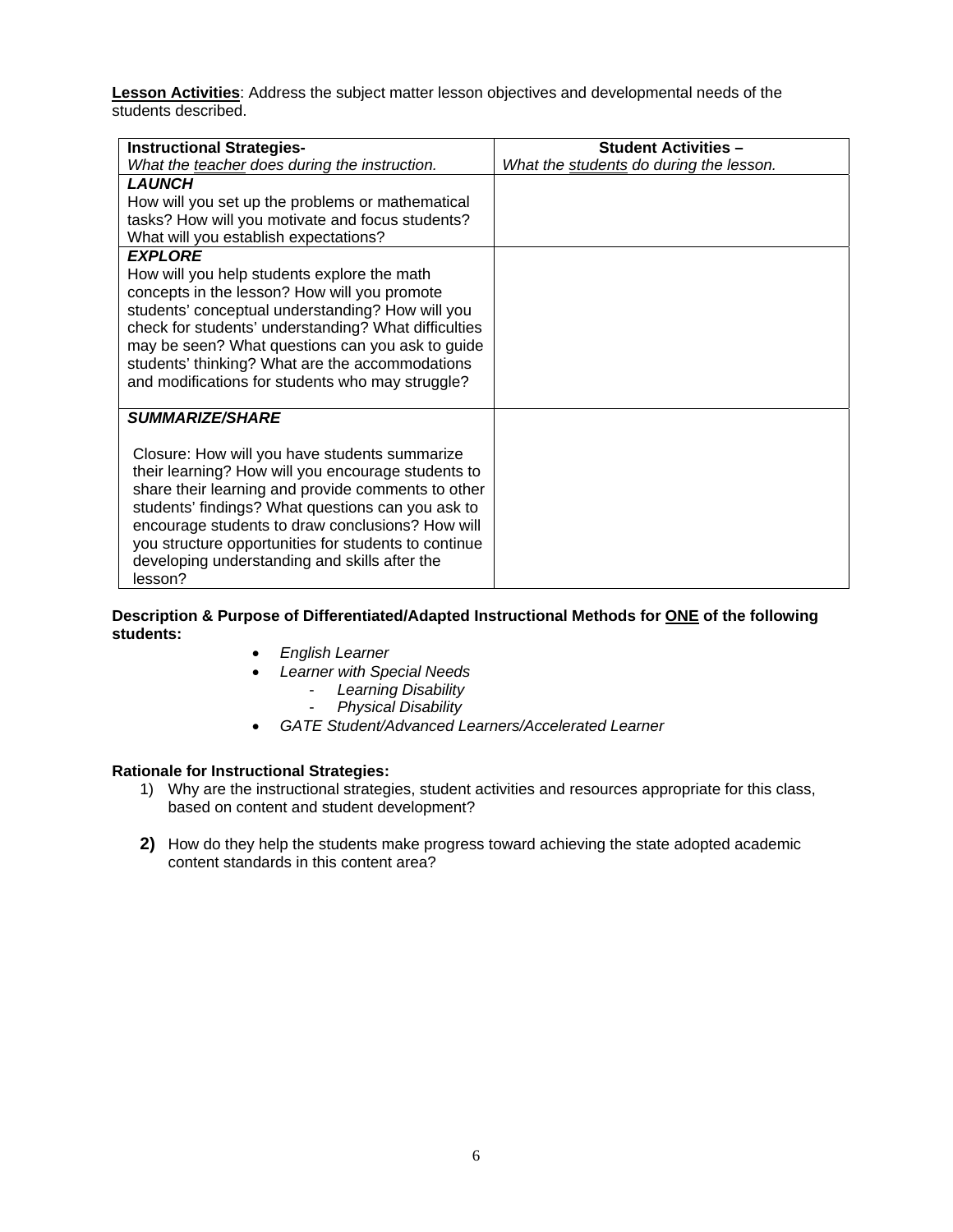**<u>Lesson Activities</u>**: Address the subject matter lesson objectives and developmental needs of the students described.

| **Instructional Strategies-** *What the <u>teacher</u> does during the instruction.* | **Student Activities –** *What the <u>students</u> do during the lesson.* |
|---|---|
| ***LAUNCH*** How will you set up the problems or mathematical tasks? How will you motivate and focus students? What will you establish expectations? | |
| ***EXPLORE*** How will you help students explore the math concepts in the lesson? How will you promote students' conceptual understanding? How will you check for students' understanding? What difficulties may be seen? What questions can you ask to guide students' thinking? What are the accommodations and modifications for students who may struggle? | |
| ***SUMMARIZE/SHARE*** Closure: How will you have students summarize their learning? How will you encourage students to share their learning and provide comments to other students' findings? What questions can you ask to encourage students to draw conclusions? How will you structure opportunities for students to continue developing understanding and skills after the lesson? | |

**Description & Purpose of Differentiated/Adapted Instructional Methods for <u>ONE</u> of the following students:**

- *English Learner*
- *Learner with Special Needs*
  - *Learning Disability*
  - *Physical Disability*
- *GATE Student/Advanced Learners/Accelerated Learner*

**Rationale for Instructional Strategies:**

1) Why are the instructional strategies, student activities and resources appropriate for this class, based on content and student development?

2) How do they help the students make progress toward achieving the state adopted academic content standards in this content area?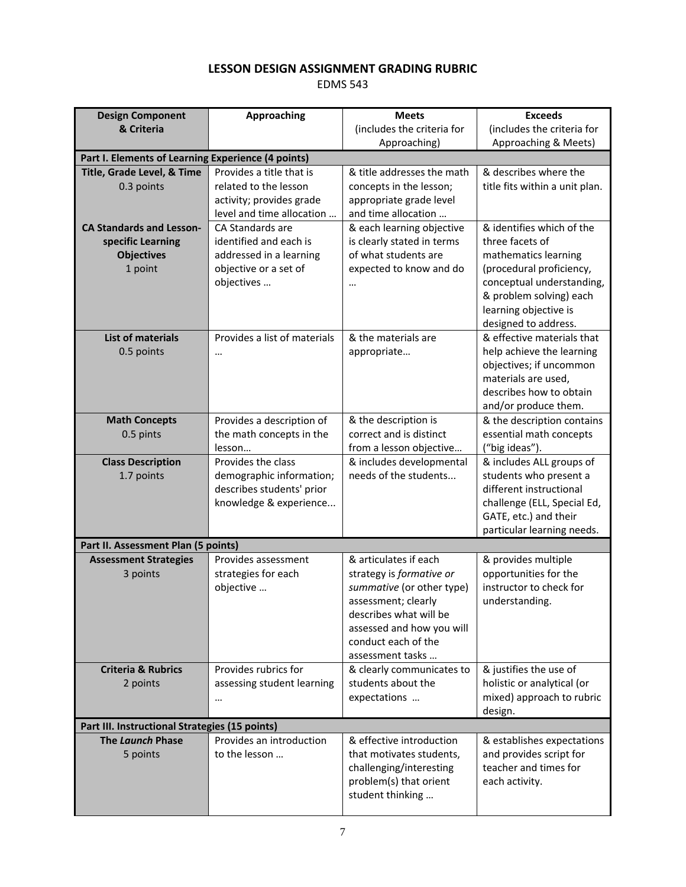# LESSON DESIGN ASSIGNMENT GRADING RUBRIC

EDMS 543

| Design Component & Criteria | Approaching | Meets (includes the criteria for Approaching) | Exceeds (includes the criteria for Approaching & Meets) |
|---|---|---|---|
| **Part I. Elements of Learning Experience (4 points)** | | | |
| **Title, Grade Level, & Time** 0.3 points | Provides a title that is related to the lesson activity; provides grade level and time allocation … | & title addresses the math concepts in the lesson; appropriate grade level and time allocation … | & describes where the title fits within a unit plan. |
| **CA Standards and Lesson-specific Learning Objectives** 1 point | CA Standards are identified and each is addressed in a learning objective or a set of objectives … | & each learning objective is clearly stated in terms of what students are expected to know and do … | & identifies which of the three facets of mathematics learning (procedural proficiency, conceptual understanding, & problem solving) each learning objective is designed to address. |
| **List of materials** 0.5 points | Provides a list of materials … | & the materials are appropriate… | & effective materials that help achieve the learning objectives; if uncommon materials are used, describes how to obtain and/or produce them. |
| **Math Concepts** 0.5 pints | Provides a description of the math concepts in the lesson… | & the description is correct and is distinct from a lesson objective… | & the description contains essential math concepts ("big ideas"). |
| **Class Description** 1.7 points | Provides the class demographic information; describes students' prior knowledge & experience... | & includes developmental needs of the students... | & includes ALL groups of students who present a different instructional challenge (ELL, Special Ed, GATE, etc.) and their particular learning needs. |
| **Part II. Assessment Plan (5 points)** | | | |
| **Assessment Strategies** 3 points | Provides assessment strategies for each objective … | & articulates if each strategy is *formative or summative* (or other type) assessment; clearly describes what will be assessed and how you will conduct each of the assessment tasks … | & provides multiple opportunities for the instructor to check for understanding. |
| **Criteria & Rubrics** 2 points | Provides rubrics for assessing student learning … | & clearly communicates to students about the expectations … | & justifies the use of holistic or analytical (or mixed) approach to rubric design. |
| **Part III. Instructional Strategies (15 points)** | | | |
| **The *Launch* Phase** 5 points | Provides an introduction to the lesson … | & effective introduction that motivates students, challenging/interesting problem(s) that orient student thinking … | & establishes expectations and provides script for teacher and times for each activity. |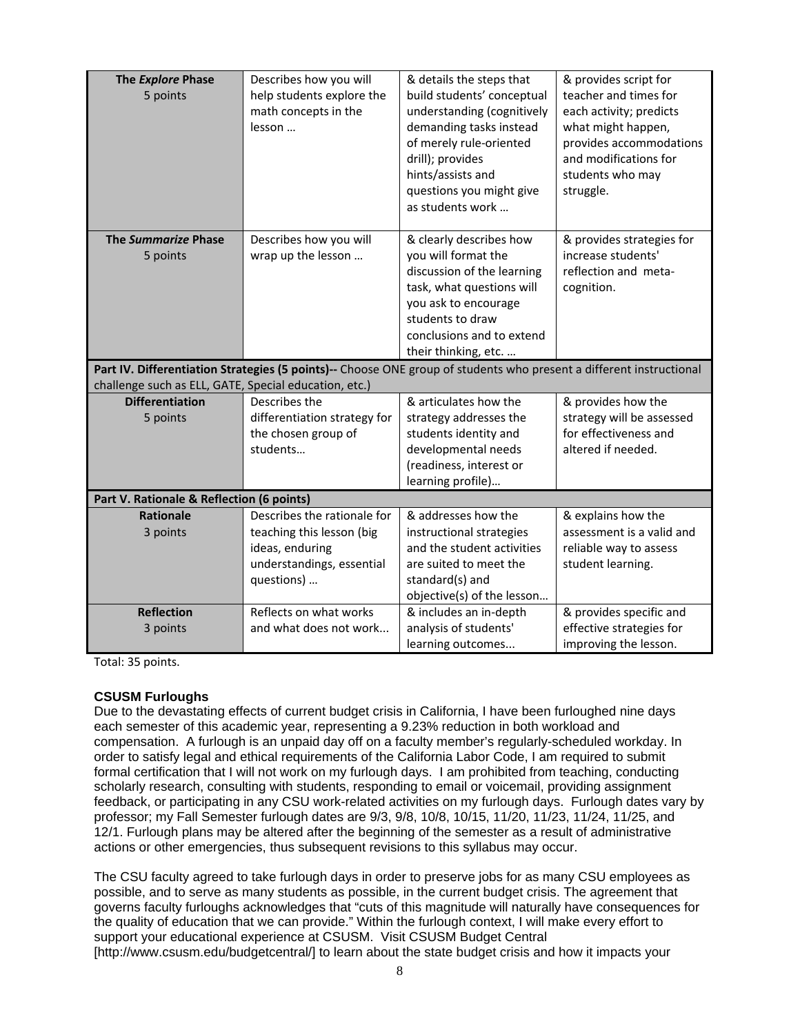| | | | |
|---|---|---|---|
| **The *Explore* Phase** 5 points | Describes how you will help students explore the math concepts in the lesson … | & details the steps that build students' conceptual understanding (cognitively demanding tasks instead of merely rule-oriented drill); provides hints/assists and questions you might give as students work … | & provides script for teacher and times for each activity; predicts what might happen, provides accommodations and modifications for students who may struggle. |
| **The *Summarize* Phase** 5 points | Describes how you will wrap up the lesson … | & clearly describes how you will format the discussion of the learning task, what questions will you ask to encourage students to draw conclusions and to extend their thinking, etc. … | & provides strategies for increase students' reflection and meta-cognition. |
| **Part IV. Differentiation Strategies (5 points)--** Choose ONE group of students who present a different instructional challenge such as ELL, GATE, Special education, etc.) | | | |
| **Differentiation** 5 points | Describes the differentiation strategy for the chosen group of students… | & articulates how the strategy addresses the students identity and developmental needs (readiness, interest or learning profile)… | & provides how the strategy will be assessed for effectiveness and altered if needed. |
| **Part V. Rationale & Reflection (6 points)** | | | |
| **Rationale** 3 points | Describes the rationale for teaching this lesson (big ideas, enduring understandings, essential questions) … | & addresses how the instructional strategies and the student activities are suited to meet the standard(s) and objective(s) of the lesson… | & explains how the assessment is a valid and reliable way to assess student learning. |
| **Reflection** 3 points | Reflects on what works and what does not work... | & includes an in-depth analysis of students' learning outcomes... | & provides specific and effective strategies for improving the lesson. |

Total: 35 points.

**CSUSM Furloughs**

Due to the devastating effects of current budget crisis in California, I have been furloughed nine days each semester of this academic year, representing a 9.23% reduction in both workload and compensation. A furlough is an unpaid day off on a faculty member's regularly-scheduled workday. In order to satisfy legal and ethical requirements of the California Labor Code, I am required to submit formal certification that I will not work on my furlough days. I am prohibited from teaching, conducting scholarly research, consulting with students, responding to email or voicemail, providing assignment feedback, or participating in any CSU work-related activities on my furlough days. Furlough dates vary by professor; my Fall Semester furlough dates are 9/3, 9/8, 10/8, 10/15, 11/20, 11/23, 11/24, 11/25, and 12/1. Furlough plans may be altered after the beginning of the semester as a result of administrative actions or other emergencies, thus subsequent revisions to this syllabus may occur.

The CSU faculty agreed to take furlough days in order to preserve jobs for as many CSU employees as possible, and to serve as many students as possible, in the current budget crisis. The agreement that governs faculty furloughs acknowledges that "cuts of this magnitude will naturally have consequences for the quality of education that we can provide." Within the furlough context, I will make every effort to support your educational experience at CSUSM. Visit CSUSM Budget Central [http://www.csusm.edu/budgetcentral/] to learn about the state budget crisis and how it impacts your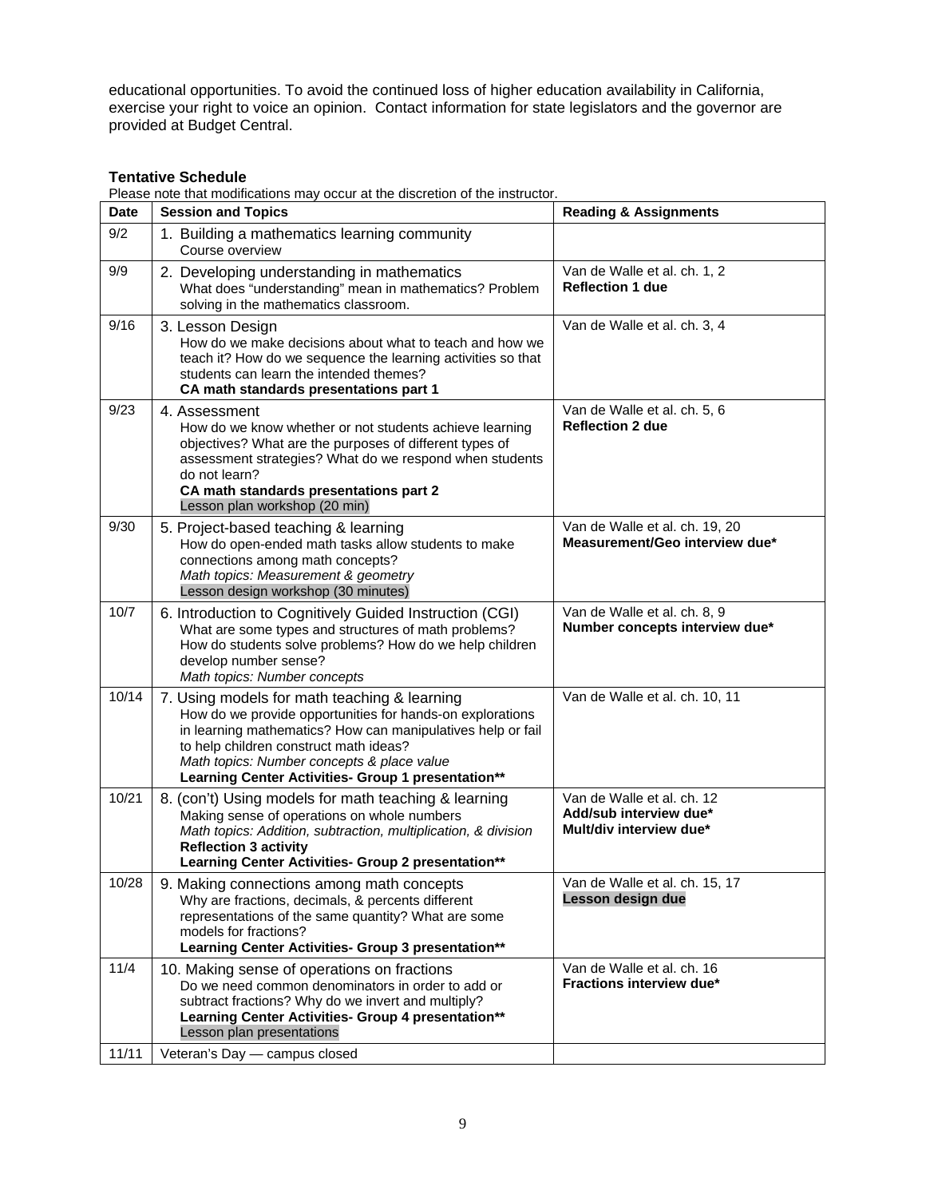educational opportunities. To avoid the continued loss of higher education availability in California, exercise your right to voice an opinion. Contact information for state legislators and the governor are provided at Budget Central.

**Tentative Schedule**

Please note that modifications may occur at the discretion of the instructor.

| Date | Session and Topics | Reading & Assignments |
|---|---|---|
| 9/2 | 1. Building a mathematics learning community<br>Course overview | |
| 9/9 | 2. Developing understanding in mathematics<br>What does "understanding" mean in mathematics? Problem solving in the mathematics classroom. | Van de Walle et al. ch. 1, 2<br>**Reflection 1 due** |
| 9/16 | 3. Lesson Design<br>How do we make decisions about what to teach and how we teach it? How do we sequence the learning activities so that students can learn the intended themes?<br>**CA math standards presentations part 1** | Van de Walle et al. ch. 3, 4 |
| 9/23 | 4. Assessment<br>How do we know whether or not students achieve learning objectives? What are the purposes of different types of assessment strategies? What do we respond when students do not learn?<br>**CA math standards presentations part 2**<br>Lesson plan workshop (20 min) | Van de Walle et al. ch. 5, 6<br>**Reflection 2 due** |
| 9/30 | 5. Project-based teaching & learning<br>How do open-ended math tasks allow students to make connections among math concepts?<br>*Math topics: Measurement & geometry*<br>Lesson design workshop (30 minutes) | Van de Walle et al. ch. 19, 20<br>**Measurement/Geo interview due*** |
| 10/7 | 6. Introduction to Cognitively Guided Instruction (CGI)<br>What are some types and structures of math problems? How do students solve problems? How do we help children develop number sense?<br>*Math topics: Number concepts* | Van de Walle et al. ch. 8, 9<br>**Number concepts interview due*** |
| 10/14 | 7. Using models for math teaching & learning<br>How do we provide opportunities for hands-on explorations in learning mathematics? How can manipulatives help or fail to help children construct math ideas?<br>*Math topics: Number concepts & place value*<br>**Learning Center Activities- Group 1 presentation**** | Van de Walle et al. ch. 10, 11 |
| 10/21 | 8. (con't) Using models for math teaching & learning<br>Making sense of operations on whole numbers<br>*Math topics: Addition, subtraction, multiplication, & division*<br>**Reflection 3 activity**<br>**Learning Center Activities- Group 2 presentation**** | Van de Walle et al. ch. 12<br>**Add/sub interview due***<br>**Mult/div interview due*** |
| 10/28 | 9. Making connections among math concepts<br>Why are fractions, decimals, & percents different representations of the same quantity? What are some models for fractions?<br>**Learning Center Activities- Group 3 presentation**** | Van de Walle et al. ch. 15, 17<br>**Lesson design due** |
| 11/4 | 10. Making sense of operations on fractions<br>Do we need common denominators in order to add or subtract fractions? Why do we invert and multiply?<br>**Learning Center Activities- Group 4 presentation****<br>Lesson plan presentations | Van de Walle et al. ch. 16<br>**Fractions interview due*** |
| 11/11 | Veteran's Day — campus closed | |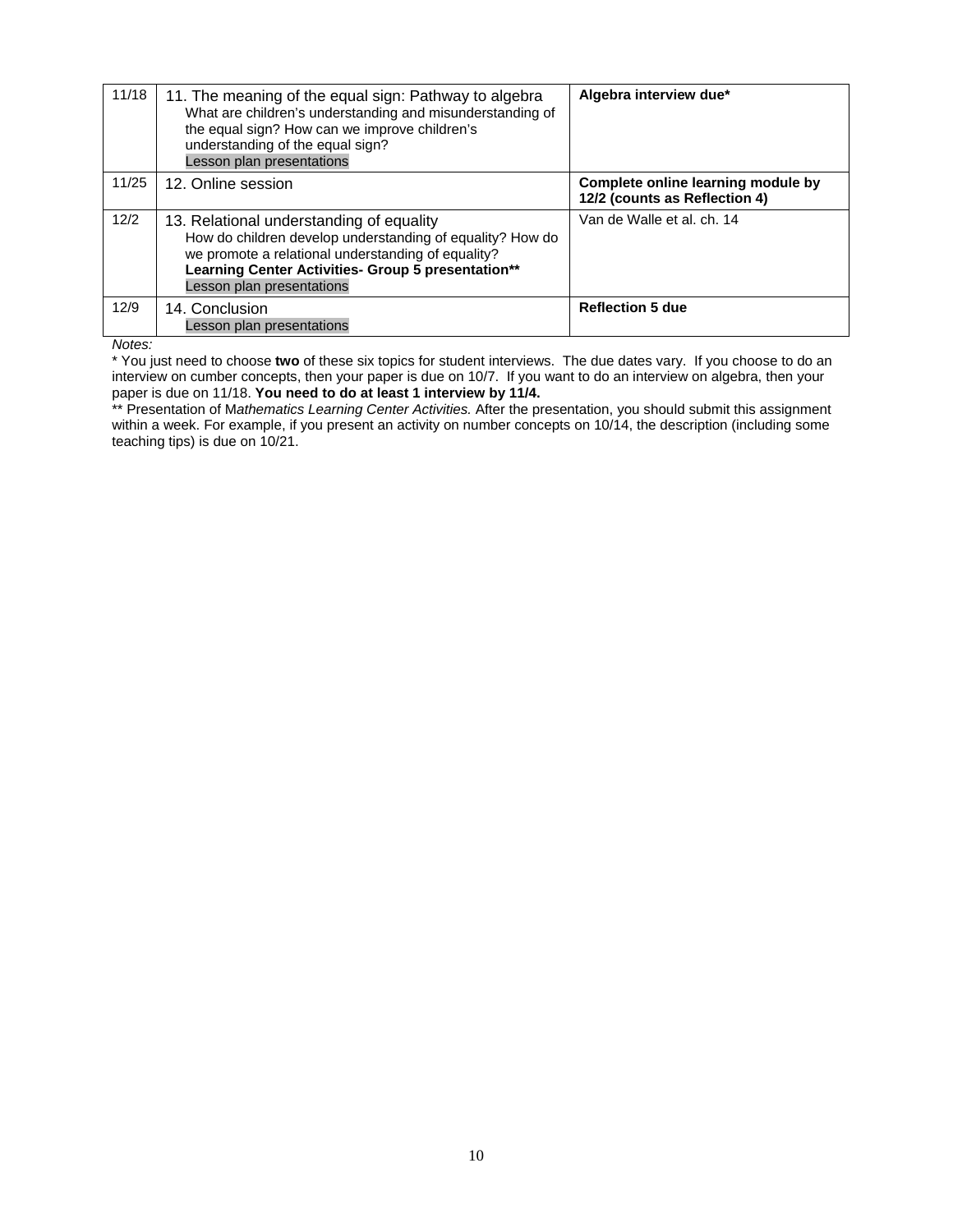| | | |
|---|---|---|
| 11/18 | 11. The meaning of the equal sign: Pathway to algebra<br>What are children's understanding and misunderstanding of the equal sign? How can we improve children's understanding of the equal sign?<br>Lesson plan presentations | **Algebra interview due*** |
| 11/25 | 12. Online session | **Complete online learning module by 12/2 (counts as Reflection 4)** |
| 12/2 | 13. Relational understanding of equality<br>How do children develop understanding of equality? How do we promote a relational understanding of equality?<br>**Learning Center Activities- Group 5 presentation****<br>Lesson plan presentations | Van de Walle et al. ch. 14 |
| 12/9 | 14. Conclusion<br>Lesson plan presentations | **Reflection 5 due** |

*Notes:*

* You just need to choose **two** of these six topics for student interviews. The due dates vary. If you choose to do an interview on cumber concepts, then your paper is due on 10/7. If you want to do an interview on algebra, then your paper is due on 11/18. **You need to do at least 1 interview by 11/4.**

** Presentation of M*athematics Learning Center Activities.* After the presentation, you should submit this assignment within a week. For example, if you present an activity on number concepts on 10/14, the description (including some teaching tips) is due on 10/21.